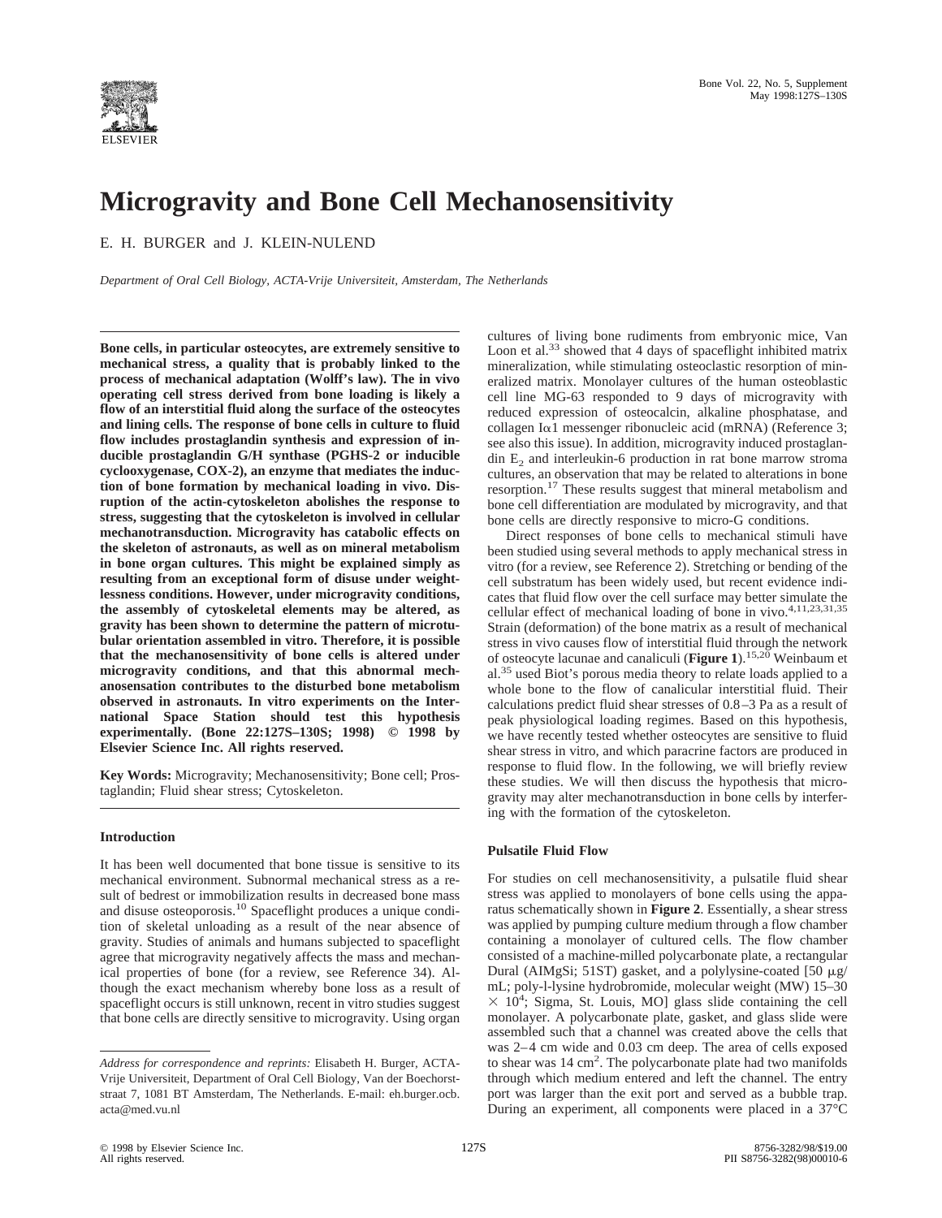# Microgravity and Bone Cell Mechanosensitivity

E. H. BURGER and J. KLEIN-NULEND

*Department of Oral Cell Biology, ACTA-Vrije Universiteit, Amsterdam, The Netherlands*

**Bone cells, in particular osteocytes, are extremely sensitive to mechanical stress, a quality that is probably linked to the process of mechanical adaptation (Wolff's law). The in vivo operating cell stress derived from bone loading is likely a flow of an interstitial fluid along the surface of the osteocytes and lining cells. The response of bone cells in culture to fluid flow includes prostaglandin synthesis and expression of inducible prostaglandin G/H synthase (PGHS-2 or inducible cyclooxygenase, COX-2), an enzyme that mediates the induction of bone formation by mechanical loading in vivo. Disruption of the actin-cytoskeleton abolishes the response to stress, suggesting that the cytoskeleton is involved in cellular mechanotransduction. Microgravity has catabolic effects on the skeleton of astronauts, as well as on mineral metabolism in bone organ cultures. This might be explained simply as resulting from an exceptional form of disuse under weightlessness conditions. However, under microgravity conditions, the assembly of cytoskeletal elements may be altered, as gravity has been shown to determine the pattern of microtubular orientation assembled in vitro. Therefore, it is possible that the mechanosensitivity of bone cells is altered under microgravity conditions, and that this abnormal mechanosensation contributes to the disturbed bone metabolism observed in astronauts. In vitro experiments on the International Space Station should test this hypothesis experimentally. (Bone 22:127S–130S; 1998) © 1998 by Elsevier Science Inc. All rights reserved.**

**Key Words:** Microgravity; Mechanosensitivity; Bone cell; Prostaglandin; Fluid shear stress; Cytoskeleton.

## Introduction

It has been well documented that bone tissue is sensitive to its mechanical environment. Subnormal mechanical stress as a result of bedrest or immobilization results in decreased bone mass and disuse osteoporosis.[10] Spaceflight produces a unique condition of skeletal unloading as a result of the near absence of gravity. Studies of animals and humans subjected to spaceflight agree that microgravity negatively affects the mass and mechanical properties of bone (for a review, see Reference 34). Although the exact mechanism whereby bone loss as a result of spaceflight occurs is still unknown, recent in vitro studies suggest that bone cells are directly sensitive to microgravity. Using organ cultures of living bone rudiments from embryonic mice, Van Loon et al.[33] showed that 4 days of spaceflight inhibited matrix mineralization, while stimulating osteoclastic resorption of mineralized matrix. Monolayer cultures of the human osteoblastic cell line MG-63 responded to 9 days of microgravity with reduced expression of osteocalcin, alkaline phosphatase, and collagen I$\alpha$1 messenger ribonucleic acid (mRNA) (Reference 3; see also this issue). In addition, microgravity induced prostaglandin $E_2$ and interleukin-6 production in rat bone marrow stroma cultures, an observation that may be related to alterations in bone resorption.[17] These results suggest that mineral metabolism and bone cell differentiation are modulated by microgravity, and that bone cells are directly responsive to micro-G conditions.

Direct responses of bone cells to mechanical stimuli have been studied using several methods to apply mechanical stress in vitro (for a review, see Reference 2). Stretching or bending of the cell substratum has been widely used, but recent evidence indicates that fluid flow over the cell surface may better simulate the cellular effect of mechanical loading of bone in vivo.[4,11,23,31,35] Strain (deformation) of the bone matrix as a result of mechanical stress in vivo causes flow of interstitial fluid through the network of osteocyte lacunae and canaliculi (**Figure 1**).[15,20] Weinbaum et al.[35] used Biot's porous media theory to relate loads applied to a whole bone to the flow of canalicular interstitial fluid. Their calculations predict fluid shear stresses of 0.8–3 Pa as a result of peak physiological loading regimes. Based on this hypothesis, we have recently tested whether osteocytes are sensitive to fluid shear stress in vitro, and which paracrine factors are produced in response to fluid flow. In the following, we will briefly review these studies. We will then discuss the hypothesis that microgravity may alter mechanotransduction in bone cells by interfering with the formation of the cytoskeleton.

## Pulsatile Fluid Flow

For studies on cell mechanosensitivity, a pulsatile fluid shear stress was applied to monolayers of bone cells using the apparatus schematically shown in **Figure 2**. Essentially, a shear stress was applied by pumping culture medium through a flow chamber containing a monolayer of cultured cells. The flow chamber consisted of a machine-milled polycarbonate plate, a rectangular Dural (AIMgSi; 51ST) gasket, and a polylysine-coated [50 $\mu$g/mL; poly-l-lysine hydrobromide, molecular weight (MW) 15–30 $\times$ $10^4$; Sigma, St. Louis, MO] glass slide containing the cell monolayer. A polycarbonate plate, gasket, and glass slide were assembled such that a channel was created above the cells that was 2–4 cm wide and 0.03 cm deep. The area of cells exposed to shear was 14 $cm^2$. The polycarbonate plate had two manifolds through which medium entered and left the channel. The entry port was larger than the exit port and served as a bubble trap. During an experiment, all components were placed in a 37°C

*Address for correspondence and reprints:* Elisabeth H. Burger, ACTA-Vrije Universiteit, Department of Oral Cell Biology, Van der Boechorststraat 7, 1081 BT Amsterdam, The Netherlands. E-mail: eh.burger.ocb.acta@med.vu.nl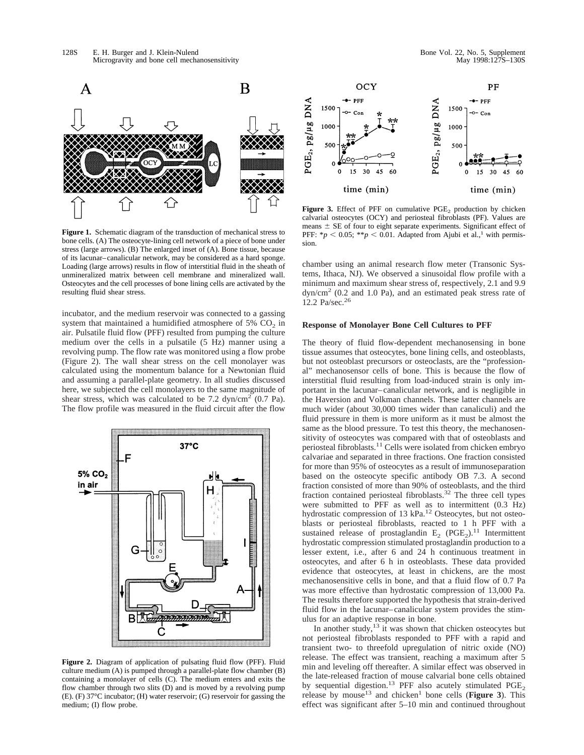**Figure 1.** Schematic diagram of the transduction of mechanical stress to bone cells. (A) The osteocyte-lining cell network of a piece of bone under stress (large arrows). (B) The enlarged inset of (A). Bone tissue, because of its lacunar–canalicular network, may be considered as a hard sponge. Loading (large arrows) results in flow of interstitial fluid in the sheath of unmineralized matrix between cell membrane and mineralized wall. Osteocytes and the cell processes of bone lining cells are activated by the resulting fluid shear stress.

incubator, and the medium reservoir was connected to a gassing system that maintained a humidified atmosphere of 5% $CO_2$ in air. Pulsatile fluid flow (PFF) resulted from pumping the culture medium over the cells in a pulsatile (5 Hz) manner using a revolving pump. The flow rate was monitored using a flow probe (Figure 2). The wall shear stress on the cell monolayer was calculated using the momentum balance for a Newtonian fluid and assuming a parallel-plate geometry. In all studies discussed here, we subjected the cell monolayers to the same magnitude of shear stress, which was calculated to be 7.2 dyn/cm$^2$ (0.7 Pa). The flow profile was measured in the fluid circuit after the flow chamber using an animal research flow meter (Transonic Systems, Ithaca, NJ). We observed a sinusoidal flow profile with a minimum and maximum shear stress of, respectively, 2.1 and 9.9 dyn/cm$^2$ (0.2 and 1.0 Pa), and an estimated peak stress rate of 12.2 Pa/sec.[26]

**Figure 2.** Diagram of application of pulsating fluid flow (PFF). Fluid culture medium (A) is pumped through a parallel-plate flow chamber (B) containing a monolayer of cells (C). The medium enters and exits the flow chamber through two slits (D) and is moved by a revolving pump (E). (F) 37°C incubator; (H) water reservoir; (G) reservoir for gassing the medium; (I) flow probe.

**Figure 3.** Effect of PFF on cumulative $PGE_2$ production by chicken calvarial osteocytes (OCY) and periosteal fibroblasts (PF). Values are means ± SE of four to eight separate experiments. Significant effect of PFF: \*$p < 0.05$; \*\*$p < 0.01$. Adapted from Ajubi et al.,[1] with permission.

### Response of Monolayer Bone Cell Cultures to PFF

The theory of fluid flow-dependent mechanosensing in bone tissue assumes that osteocytes, bone lining cells, and osteoblasts, but not osteoblast precursors or osteoclasts, are the "professional" mechanosensor cells of bone. This is because the flow of interstitial fluid resulting from load-induced strain is only important in the lacunar–canalicular network, and is negligible in the Haversion and Volkman channels. These latter channels are much wider (about 30,000 times wider than canaliculi) and the fluid pressure in them is more uniform as it must be almost the same as the blood pressure. To test this theory, the mechanosensitivity of osteocytes was compared with that of osteoblasts and periosteal fibroblasts.[11] Cells were isolated from chicken embryo calvariae and separated in three fractions. One fraction consisted for more than 95% of osteocytes as a result of immunoseparation based on the osteocyte specific antibody OB 7.3. A second fraction consisted of more than 90% of osteoblasts, and the third fraction contained periosteal fibroblasts.[32] The three cell types were submitted to PFF as well as to intermittent (0.3 Hz) hydrostatic compression of 13 kPa.[12] Osteocytes, but not osteoblasts or periosteal fibroblasts, reacted to 1 h PFF with a sustained release of prostaglandin $E_2$ ($PGE_2$).[11] Intermittent hydrostatic compression stimulated prostaglandin production to a lesser extent, i.e., after 6 and 24 h continuous treatment in osteocytes, and after 6 h in osteoblasts. These data provided evidence that osteocytes, at least in chickens, are the most mechanosensitive cells in bone, and that a fluid flow of 0.7 Pa was more effective than hydrostatic compression of 13,000 Pa. The results therefore supported the hypothesis that strain-derived fluid flow in the lacunar–canalicular system provides the stimulus for an adaptive response in bone.

In another study,[13] it was shown that chicken osteocytes but not periosteal fibroblasts responded to PFF with a rapid and transient two- to threefold upregulation of nitric oxide (NO) release. The effect was transient, reaching a maximum after 5 min and leveling off thereafter. A similar effect was observed in the late-released fraction of mouse calvarial bone cells obtained by sequential digestion.[13] PFF also acutely stimulated $PGE_2$ release by mouse[13] and chicken[1] bone cells (**Figure 3**). This effect was significant after 5–10 min and continued throughout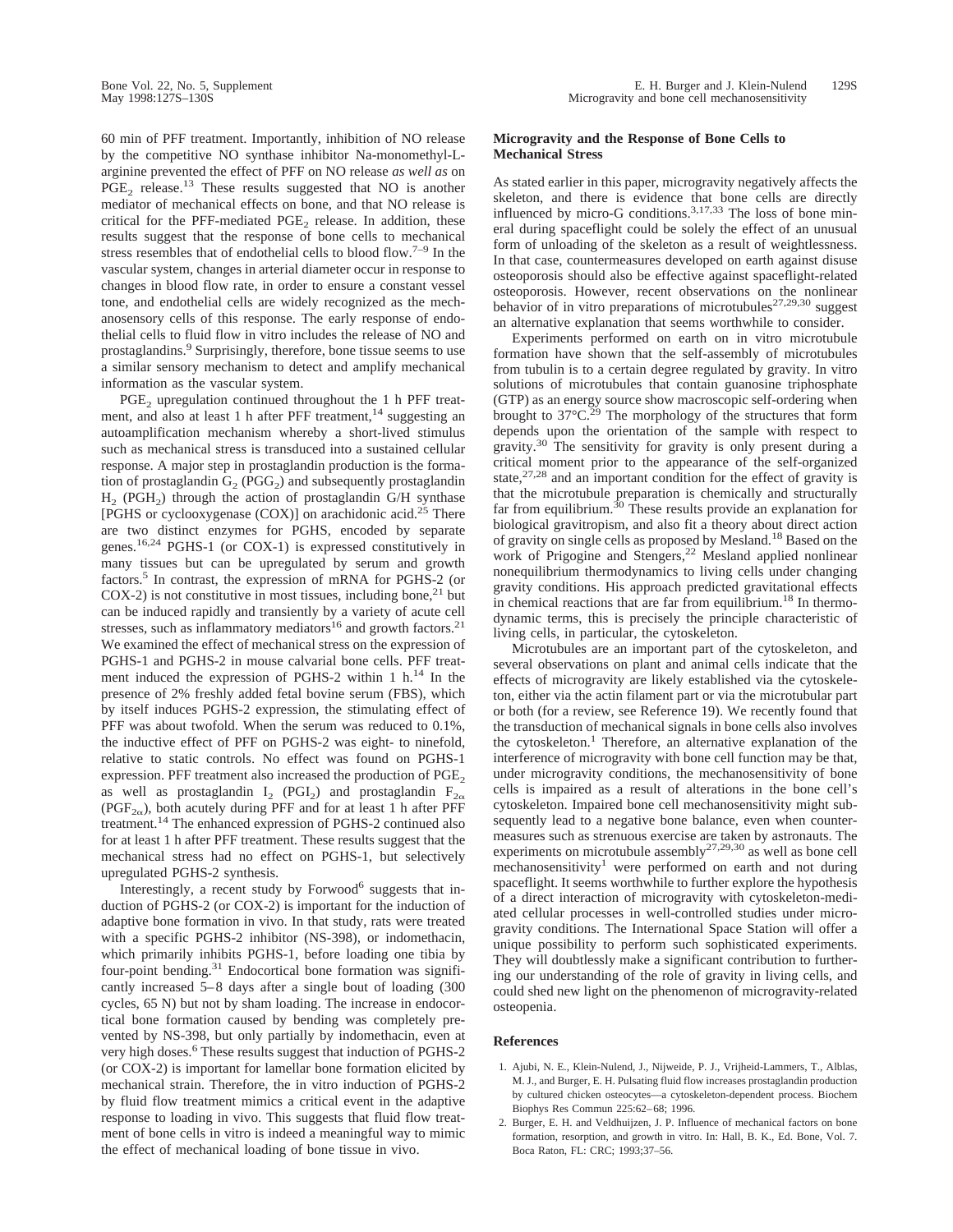60 min of PFF treatment. Importantly, inhibition of NO release by the competitive NO synthase inhibitor Na-monomethyl-L-arginine prevented the effect of PFF on NO release *as well as* on $PGE_2$ release.[13] These results suggested that NO is another mediator of mechanical effects on bone, and that NO release is critical for the PFF-mediated $PGE_2$ release. In addition, these results suggest that the response of bone cells to mechanical stress resembles that of endothelial cells to blood flow.[7–9] In the vascular system, changes in arterial diameter occur in response to changes in blood flow rate, in order to ensure a constant vessel tone, and endothelial cells are widely recognized as the mechanosensory cells of this response. The early response of endothelial cells to fluid flow in vitro includes the release of NO and prostaglandins.[9] Surprisingly, therefore, bone tissue seems to use a similar sensory mechanism to detect and amplify mechanical information as the vascular system.

$PGE_2$ upregulation continued throughout the 1 h PFF treatment, and also at least 1 h after PFF treatment,[14] suggesting an autoamplification mechanism whereby a short-lived stimulus such as mechanical stress is transduced into a sustained cellular response. A major step in prostaglandin production is the formation of prostaglandin $G_2$ ($PGG_2$) and subsequently prostaglandin $H_2$ ($PGH_2$) through the action of prostaglandin G/H synthase [PGHS or cyclooxygenase (COX)] on arachidonic acid.[25] There are two distinct enzymes for PGHS, encoded by separate genes.[16,24] PGHS-1 (or COX-1) is expressed constitutively in many tissues but can be upregulated by serum and growth factors.[5] In contrast, the expression of mRNA for PGHS-2 (or COX-2) is not constitutive in most tissues, including bone,[21] but can be induced rapidly and transiently by a variety of acute cell stresses, such as inflammatory mediators[16] and growth factors.[21] We examined the effect of mechanical stress on the expression of PGHS-1 and PGHS-2 in mouse calvarial bone cells. PFF treatment induced the expression of PGHS-2 within 1 h.[14] In the presence of 2% freshly added fetal bovine serum (FBS), which by itself induces PGHS-2 expression, the stimulating effect of PFF was about twofold. When the serum was reduced to 0.1%, the inductive effect of PFF on PGHS-2 was eight- to ninefold, relative to static controls. No effect was found on PGHS-1 expression. PFF treatment also increased the production of $PGE_2$ as well as prostaglandin $I_2$ ($PGI_2$) and prostaglandin $F_{2\alpha}$ ($PGF_{2\alpha}$), both acutely during PFF and for at least 1 h after PFF treatment.[14] The enhanced expression of PGHS-2 continued also for at least 1 h after PFF treatment. These results suggest that the mechanical stress had no effect on PGHS-1, but selectively upregulated PGHS-2 synthesis.

Interestingly, a recent study by Forwood[6] suggests that induction of PGHS-2 (or COX-2) is important for the induction of adaptive bone formation in vivo. In that study, rats were treated with a specific PGHS-2 inhibitor (NS-398), or indomethacin, which primarily inhibits PGHS-1, before loading one tibia by four-point bending.[31] Endocortical bone formation was significantly increased 5–8 days after a single bout of loading (300 cycles, 65 N) but not by sham loading. The increase in endocortical bone formation caused by bending was completely prevented by NS-398, but only partially by indomethacin, even at very high doses.[6] These results suggest that induction of PGHS-2 (or COX-2) is important for lamellar bone formation elicited by mechanical strain. Therefore, the in vitro induction of PGHS-2 by fluid flow treatment mimics a critical event in the adaptive response to loading in vivo. This suggests that fluid flow treatment of bone cells in vitro is indeed a meaningful way to mimic the effect of mechanical loading of bone tissue in vivo.

## Microgravity and the Response of Bone Cells to Mechanical Stress

As stated earlier in this paper, microgravity negatively affects the skeleton, and there is evidence that bone cells are directly influenced by micro-G conditions.[3,17,33] The loss of bone mineral during spaceflight could be solely the effect of an unusual form of unloading of the skeleton as a result of weightlessness. In that case, countermeasures developed on earth against disuse osteoporosis should also be effective against spaceflight-related osteoporosis. However, recent observations on the nonlinear behavior of in vitro preparations of microtubules[27,29,30] suggest an alternative explanation that seems worthwhile to consider.

Experiments performed on earth on in vitro microtubule formation have shown that the self-assembly of microtubules from tubulin is to a certain degree regulated by gravity. In vitro solutions of microtubules that contain guanosine triphosphate (GTP) as an energy source show macroscopic self-ordering when brought to 37°C.[29] The morphology of the structures that form depends upon the orientation of the sample with respect to gravity.[30] The sensitivity for gravity is only present during a critical moment prior to the appearance of the self-organized state,[27,28] and an important condition for the effect of gravity is that the microtubule preparation is chemically and structurally far from equilibrium.[30] These results provide an explanation for biological gravitropism, and also fit a theory about direct action of gravity on single cells as proposed by Mesland.[18] Based on the work of Prigogine and Stengers,[22] Mesland applied nonlinear nonequilibrium thermodynamics to living cells under changing gravity conditions. His approach predicted gravitational effects in chemical reactions that are far from equilibrium.[18] In thermodynamic terms, this is precisely the principle characteristic of living cells, in particular, the cytoskeleton.

Microtubules are an important part of the cytoskeleton, and several observations on plant and animal cells indicate that the effects of microgravity are likely established via the cytoskeleton, either via the actin filament part or via the microtubular part or both (for a review, see Reference 19). We recently found that the transduction of mechanical signals in bone cells also involves the cytoskeleton.[1] Therefore, an alternative explanation of the interference of microgravity with bone cell function may be that, under microgravity conditions, the mechanosensitivity of bone cells is impaired as a result of alterations in the bone cell's cytoskeleton. Impaired bone cell mechanosensitivity might subsequently lead to a negative bone balance, even when countermeasures such as strenuous exercise are taken by astronauts. The experiments on microtubule assembly[27,29,30] as well as bone cell mechanosensitivity[1] were performed on earth and not during spaceflight. It seems worthwhile to further explore the hypothesis of a direct interaction of microgravity with cytoskeleton-mediated cellular processes in well-controlled studies under microgravity conditions. The International Space Station will offer a unique possibility to perform such sophisticated experiments. They will doubtlessly make a significant contribution to furthering our understanding of the role of gravity in living cells, and could shed new light on the phenomenon of microgravity-related osteopenia.

## References

1. Ajubi, N. E., Klein-Nulend, J., Nijweide, P. J., Vrijheid-Lammers, T., Alblas, M. J., and Burger, E. H. Pulsating fluid flow increases prostaglandin production by cultured chicken osteocytes—a cytoskeleton-dependent process. Biochem Biophys Res Commun 225:62–68; 1996.
2. Burger, E. H. and Veldhuijzen, J. P. Influence of mechanical factors on bone formation, resorption, and growth in vitro. In: Hall, B. K., Ed. Bone, Vol. 7. Boca Raton, FL: CRC; 1993;37–56.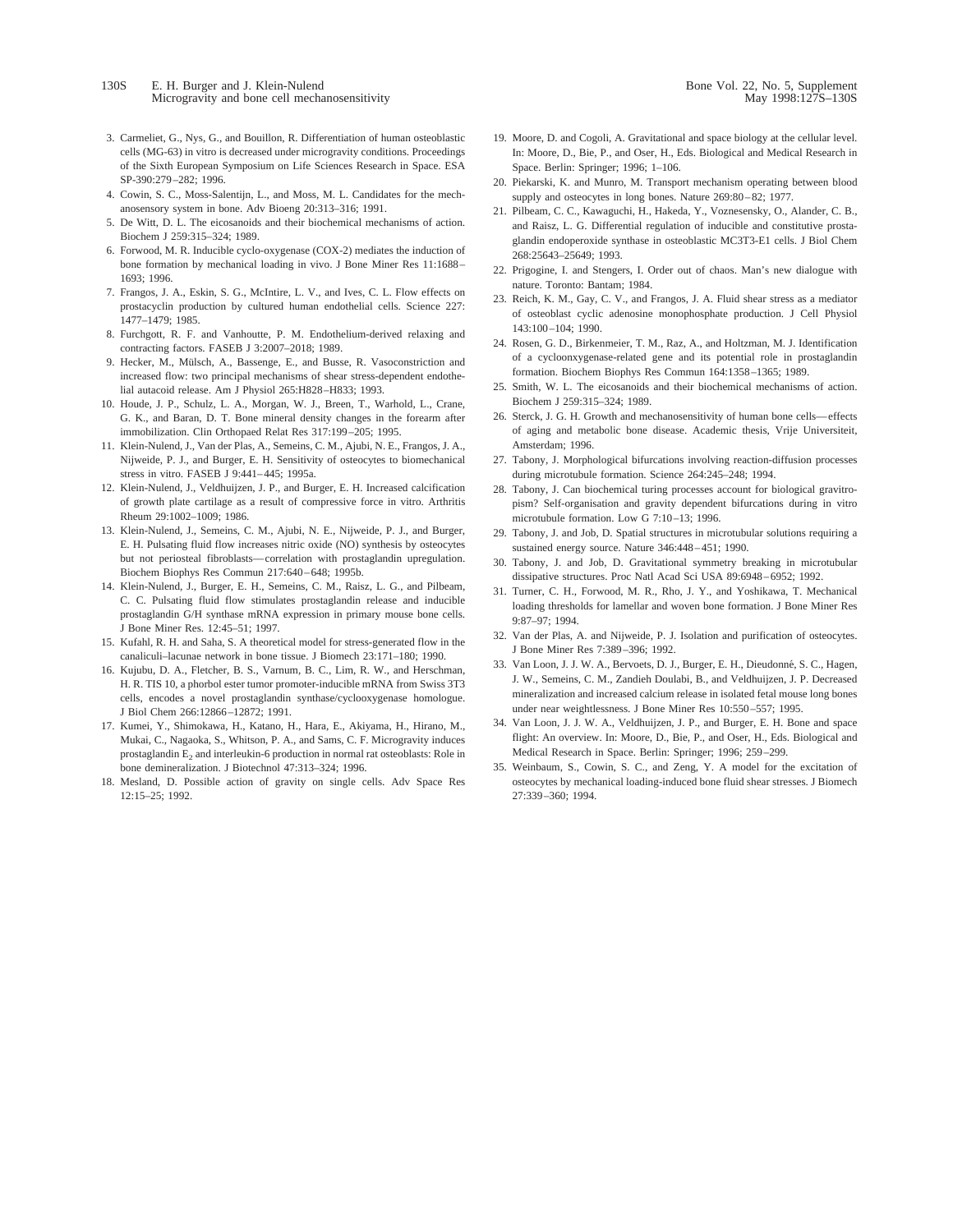3. Carmeliet, G., Nys, G., and Bouillon, R. Differentiation of human osteoblastic cells (MG-63) in vitro is decreased under microgravity conditions. Proceedings of the Sixth European Symposium on Life Sciences Research in Space. ESA SP-390:279–282; 1996.
4. Cowin, S. C., Moss-Salentijn, L., and Moss, M. L. Candidates for the mechanosensory system in bone. Adv Bioeng 20:313–316; 1991.
5. De Witt, D. L. The eicosanoids and their biochemical mechanisms of action. Biochem J 259:315–324; 1989.
6. Forwood, M. R. Inducible cyclo-oxygenase (COX-2) mediates the induction of bone formation by mechanical loading in vivo. J Bone Miner Res 11:1688–1693; 1996.
7. Frangos, J. A., Eskin, S. G., McIntire, L. V., and Ives, C. L. Flow effects on prostacyclin production by cultured human endothelial cells. Science 227: 1477–1479; 1985.
8. Furchgott, R. F. and Vanhoutte, P. M. Endothelium-derived relaxing and contracting factors. FASEB J 3:2007–2018; 1989.
9. Hecker, M., Mülsch, A., Bassenge, E., and Busse, R. Vasoconstriction and increased flow: two principal mechanisms of shear stress-dependent endothelial autacoid release. Am J Physiol 265:H828–H833; 1993.
10. Houde, J. P., Schulz, L. A., Morgan, W. J., Breen, T., Warhold, L., Crane, G. K., and Baran, D. T. Bone mineral density changes in the forearm after immobilization. Clin Orthopaed Relat Res 317:199–205; 1995.
11. Klein-Nulend, J., Van der Plas, A., Semeins, C. M., Ajubi, N. E., Frangos, J. A., Nijweide, P. J., and Burger, E. H. Sensitivity of osteocytes to biomechanical stress in vitro. FASEB J 9:441–445; 1995a.
12. Klein-Nulend, J., Veldhuijzen, J. P., and Burger, E. H. Increased calcification of growth plate cartilage as a result of compressive force in vitro. Arthritis Rheum 29:1002–1009; 1986.
13. Klein-Nulend, J., Semeins, C. M., Ajubi, N. E., Nijweide, P. J., and Burger, E. H. Pulsating fluid flow increases nitric oxide (NO) synthesis by osteocytes but not periosteal fibroblasts—correlation with prostaglandin upregulation. Biochem Biophys Res Commun 217:640–648; 1995b.
14. Klein-Nulend, J., Burger, E. H., Semeins, C. M., Raisz, L. G., and Pilbeam, C. C. Pulsating fluid flow stimulates prostaglandin release and inducible prostaglandin G/H synthase mRNA expression in primary mouse bone cells. J Bone Miner Res. 12:45–51; 1997.
15. Kufahl, R. H. and Saha, S. A theoretical model for stress-generated flow in the canaliculi–lacunae network in bone tissue. J Biomech 23:171–180; 1990.
16. Kujubu, D. A., Fletcher, B. S., Varnum, B. C., Lim, R. W., and Herschman, H. R. TIS 10, a phorbol ester tumor promoter-inducible mRNA from Swiss 3T3 cells, encodes a novel prostaglandin synthase/cyclooxygenase homologue. J Biol Chem 266:12866–12872; 1991.
17. Kumei, Y., Shimokawa, H., Katano, H., Hara, E., Akiyama, H., Hirano, M., Mukai, C., Nagaoka, S., Whitson, P. A., and Sams, C. F. Microgravity induces prostaglandin $E_2$ and interleukin-6 production in normal rat osteoblasts: Role in bone demineralization. J Biotechnol 47:313–324; 1996.
18. Mesland, D. Possible action of gravity on single cells. Adv Space Res 12:15–25; 1992.
19. Moore, D. and Cogoli, A. Gravitational and space biology at the cellular level. In: Moore, D., Bie, P., and Oser, H., Eds. Biological and Medical Research in Space. Berlin: Springer; 1996; 1–106.
20. Piekarski, K. and Munro, M. Transport mechanism operating between blood supply and osteocytes in long bones. Nature 269:80–82; 1977.
21. Pilbeam, C. C., Kawaguchi, H., Hakeda, Y., Voznesensky, O., Alander, C. B., and Raisz, L. G. Differential regulation of inducible and constitutive prostaglandin endoperoxide synthase in osteoblastic MC3T3-E1 cells. J Biol Chem 268:25643–25649; 1993.
22. Prigogine, I. and Stengers, I. Order out of chaos. Man's new dialogue with nature. Toronto: Bantam; 1984.
23. Reich, K. M., Gay, C. V., and Frangos, J. A. Fluid shear stress as a mediator of osteoblast cyclic adenosine monophosphate production. J Cell Physiol 143:100–104; 1990.
24. Rosen, G. D., Birkenmeier, T. M., Raz, A., and Holtzman, M. J. Identification of a cyclooxygenase-related gene and its potential role in prostaglandin formation. Biochem Biophys Res Commun 164:1358–1365; 1989.
25. Smith, W. L. The eicosanoids and their biochemical mechanisms of action. Biochem J 259:315–324; 1989.
26. Sterck, J. G. H. Growth and mechanosensitivity of human bone cells—effects of aging and metabolic bone disease. Academic thesis, Vrije Universiteit, Amsterdam; 1996.
27. Tabony, J. Morphological bifurcations involving reaction-diffusion processes during microtubule formation. Science 264:245–248; 1994.
28. Tabony, J. Can biochemical turing processes account for biological gravitropism? Self-organisation and gravity dependent bifurcations during in vitro microtubule formation. Low G 7:10–13; 1996.
29. Tabony, J. and Job, D. Spatial structures in microtubular solutions requiring a sustained energy source. Nature 346:448–451; 1990.
30. Tabony, J. and Job, D. Gravitational symmetry breaking in microtubular dissipative structures. Proc Natl Acad Sci USA 89:6948–6952; 1992.
31. Turner, C. H., Forwood, M. R., Rho, J. Y., and Yoshikawa, T. Mechanical loading thresholds for lamellar and woven bone formation. J Bone Miner Res 9:87–97; 1994.
32. Van der Plas, A. and Nijweide, P. J. Isolation and purification of osteocytes. J Bone Miner Res 7:389–396; 1992.
33. Van Loon, J. J. W. A., Bervoets, D. J., Burger, E. H., Dieudonné, S. C., Hagen, J. W., Semeins, C. M., Zandieh Doulabi, B., and Veldhuijzen, J. P. Decreased mineralization and increased calcium release in isolated fetal mouse long bones under near weightlessness. J Bone Miner Res 10:550–557; 1995.
34. Van Loon, J. J. W. A., Veldhuijzen, J. P., and Burger, E. H. Bone and space flight: An overview. In: Moore, D., Bie, P., and Oser, H., Eds. Biological and Medical Research in Space. Berlin: Springer; 1996; 259–299.
35. Weinbaum, S., Cowin, S. C., and Zeng, Y. A model for the excitation of osteocytes by mechanical loading-induced bone fluid shear stresses. J Biomech 27:339–360; 1994.